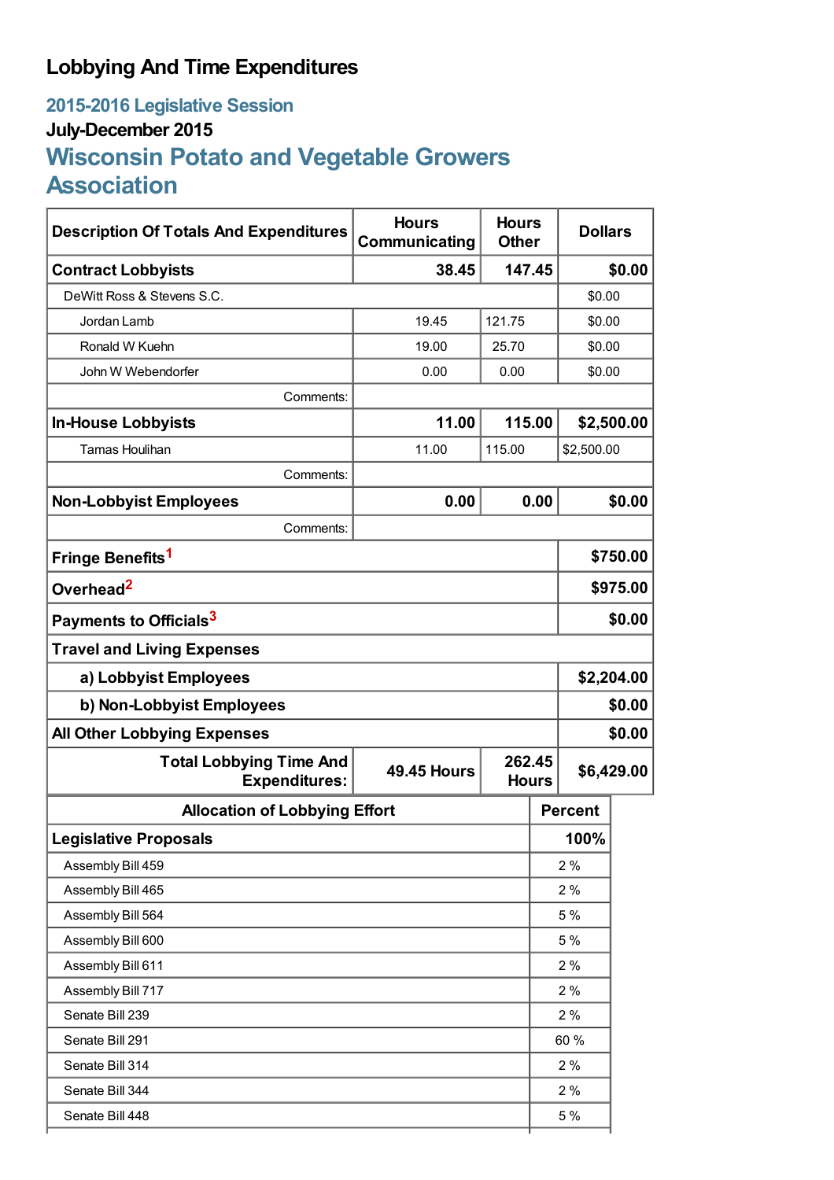# Lobbying And Time Expenditures

## 2015-2016 Legislative Session

### July-December 2015

## Wisconsin Potato and Vegetable Growers Association

| Description Of Totals And Expenditures | Hours Communicating | Hours Other | Dollars |
|---|---|---|---|
| **Contract Lobbyists** | **38.45** | **147.45** | **$0.00** |
| DeWitt Ross & Stevens S.C. | | | $0.00 |
| Jordan Lamb | 19.45 | 121.75 | $0.00 |
| Ronald W Kuehn | 19.00 | 25.70 | $0.00 |
| John W Webendorfer | 0.00 | 0.00 | $0.00 |
| Comments: | | | |
| **In-House Lobbyists** | **11.00** | **115.00** | **$2,500.00** |
| Tamas Houlihan | 11.00 | 115.00 | $2,500.00 |
| Comments: | | | |
| **Non-Lobbyist Employees** | **0.00** | **0.00** | **$0.00** |
| Comments: | | | |
| **Fringe Benefits**[1] | | | **$750.00** |
| **Overhead**[2] | | | **$975.00** |
| **Payments to Officials**[3] | | | **$0.00** |
| **Travel and Living Expenses** | | | |
| **a) Lobbyist Employees** | | | **$2,204.00** |
| **b) Non-Lobbyist Employees** | | | **$0.00** |
| **All Other Lobbying Expenses** | | | **$0.00** |
| **Total Lobbying Time And Expenditures:** | **49.45 Hours** | **262.45 Hours** | **$6,429.00** |

| Allocation of Lobbying Effort | Percent |
|---|---|
| **Legislative Proposals** | **100%** |
| Assembly Bill 459 | 2 % |
| Assembly Bill 465 | 2 % |
| Assembly Bill 564 | 5 % |
| Assembly Bill 600 | 5 % |
| Assembly Bill 611 | 2 % |
| Assembly Bill 717 | 2 % |
| Senate Bill 239 | 2 % |
| Senate Bill 291 | 60 % |
| Senate Bill 314 | 2 % |
| Senate Bill 344 | 2 % |
| Senate Bill 448 | 5 % |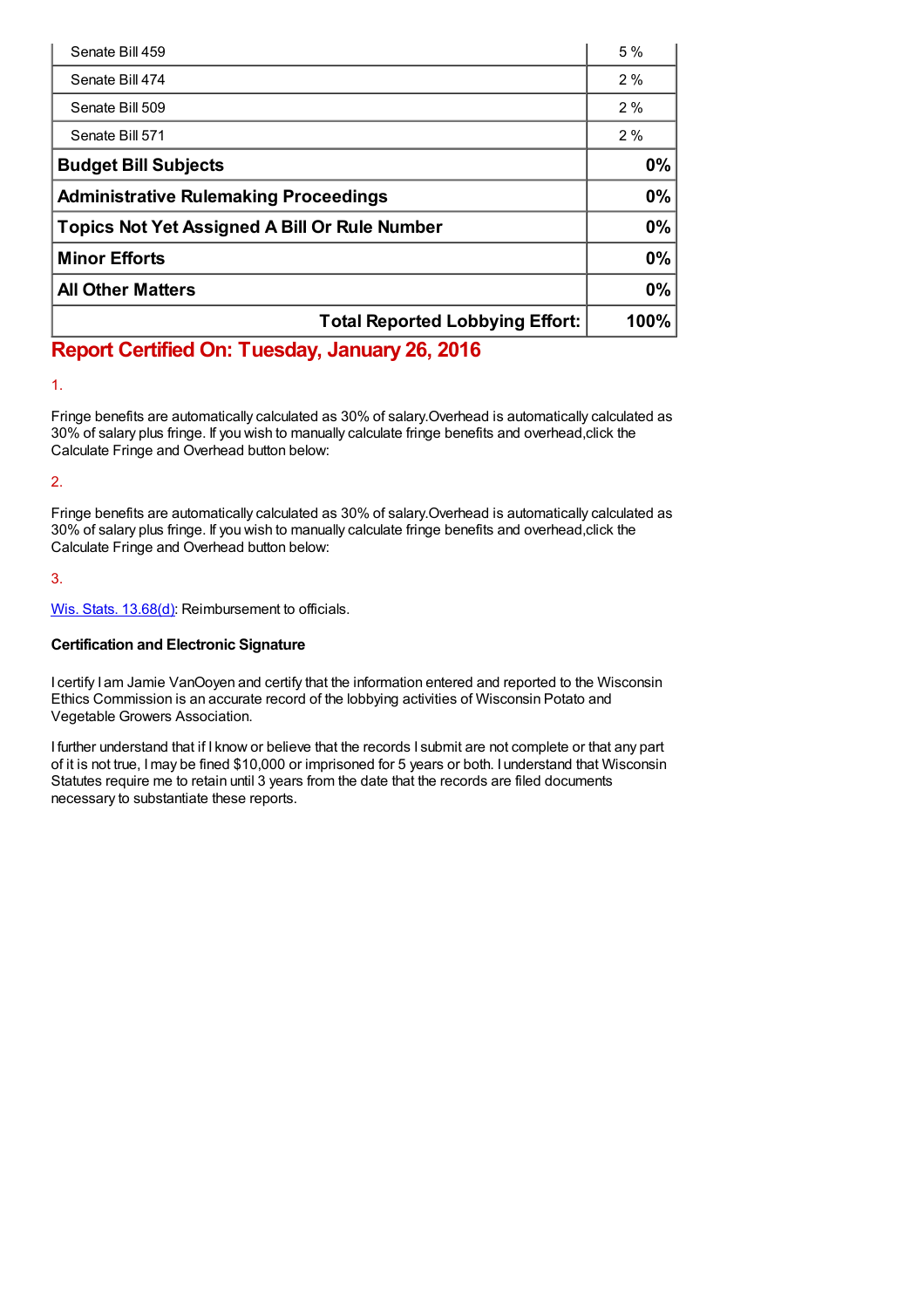| | |
|---|---|
| Senate Bill 459 | 5 % |
| Senate Bill 474 | 2 % |
| Senate Bill 509 | 2 % |
| Senate Bill 571 | 2 % |
| **Budget Bill Subjects** | **0%** |
| **Administrative Rulemaking Proceedings** | **0%** |
| **Topics Not Yet Assigned A Bill Or Rule Number** | **0%** |
| **Minor Efforts** | **0%** |
| **All Other Matters** | **0%** |
| **Total Reported Lobbying Effort:** | **100%** |

## Report Certified On: Tuesday, January 26, 2016

1.

Fringe benefits are automatically calculated as 30% of salary.Overhead is automatically calculated as 30% of salary plus fringe. If you wish to manually calculate fringe benefits and overhead,click the Calculate Fringe and Overhead button below:

2.

Fringe benefits are automatically calculated as 30% of salary.Overhead is automatically calculated as 30% of salary plus fringe. If you wish to manually calculate fringe benefits and overhead,click the Calculate Fringe and Overhead button below:

3.

Wis. Stats. 13.68(d): Reimbursement to officials.

**Certification and Electronic Signature**

I certify I am Jamie VanOoyen and certify that the information entered and reported to the Wisconsin Ethics Commission is an accurate record of the lobbying activities of Wisconsin Potato and Vegetable Growers Association.

I further understand that if I know or believe that the records I submit are not complete or that any part of it is not true, I may be fined $10,000 or imprisoned for 5 years or both. I understand that Wisconsin Statutes require me to retain until 3 years from the date that the records are filed documents necessary to substantiate these reports.